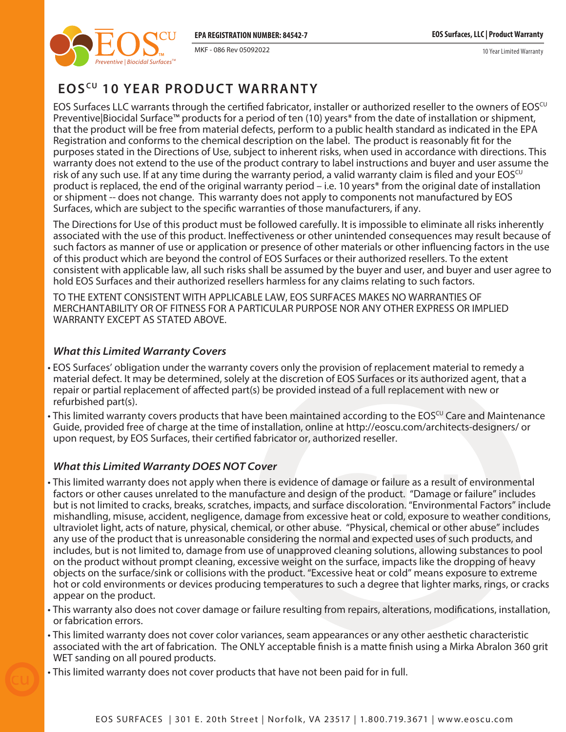EPA REGISTRATION NUMBER: 84542-7

MKF - 086 Rev 05092022

EOS Surfaces, LLC | Product Warranty

10 Year Limited Warranty

# EOS$^{CU}$ 10 YEAR PRODUCT WARRANTY

EOS Surfaces LLC warrants through the certified fabricator, installer or authorized reseller to the owners of EOS$^{CU}$ Preventive|Biocidal Surface™ products for a period of ten (10) years* from the date of installation or shipment, that the product will be free from material defects, perform to a public health standard as indicated in the EPA Registration and conforms to the chemical description on the label. The product is reasonably fit for the purposes stated in the Directions of Use, subject to inherent risks, when used in accordance with directions. This warranty does not extend to the use of the product contrary to label instructions and buyer and user assume the risk of any such use. If at any time during the warranty period, a valid warranty claim is filed and your EOS$^{CU}$ product is replaced, the end of the original warranty period – i.e. 10 years* from the original date of installation or shipment -- does not change. This warranty does not apply to components not manufactured by EOS Surfaces, which are subject to the specific warranties of those manufacturers, if any.

The Directions for Use of this product must be followed carefully. It is impossible to eliminate all risks inherently associated with the use of this product. Ineffectiveness or other unintended consequences may result because of such factors as manner of use or application or presence of other materials or other influencing factors in the use of this product which are beyond the control of EOS Surfaces or their authorized resellers. To the extent consistent with applicable law, all such risks shall be assumed by the buyer and user, and buyer and user agree to hold EOS Surfaces and their authorized resellers harmless for any claims relating to such factors.

TO THE EXTENT CONSISTENT WITH APPLICABLE LAW, EOS SURFACES MAKES NO WARRANTIES OF MERCHANTABILITY OR OF FITNESS FOR A PARTICULAR PURPOSE NOR ANY OTHER EXPRESS OR IMPLIED WARRANTY EXCEPT AS STATED ABOVE.

### *What this Limited Warranty Covers*

- EOS Surfaces' obligation under the warranty covers only the provision of replacement material to remedy a material defect. It may be determined, solely at the discretion of EOS Surfaces or its authorized agent, that a repair or partial replacement of affected part(s) be provided instead of a full replacement with new or refurbished part(s).
- This limited warranty covers products that have been maintained according to the EOS$^{CU}$ Care and Maintenance Guide, provided free of charge at the time of installation, online at http://eoscu.com/architects-designers/ or upon request, by EOS Surfaces, their certified fabricator or, authorized reseller.

### *What this Limited Warranty DOES NOT Cover*

- This limited warranty does not apply when there is evidence of damage or failure as a result of environmental factors or other causes unrelated to the manufacture and design of the product. "Damage or failure" includes but is not limited to cracks, breaks, scratches, impacts, and surface discoloration. "Environmental Factors" include mishandling, misuse, accident, negligence, damage from excessive heat or cold, exposure to weather conditions, ultraviolet light, acts of nature, physical, chemical, or other abuse. "Physical, chemical or other abuse" includes any use of the product that is unreasonable considering the normal and expected uses of such products, and includes, but is not limited to, damage from use of unapproved cleaning solutions, allowing substances to pool on the product without prompt cleaning, excessive weight on the surface, impacts like the dropping of heavy objects on the surface/sink or collisions with the product. "Excessive heat or cold" means exposure to extreme hot or cold environments or devices producing temperatures to such a degree that lighter marks, rings, or cracks appear on the product.
- This warranty also does not cover damage or failure resulting from repairs, alterations, modifications, installation, or fabrication errors.
- This limited warranty does not cover color variances, seam appearances or any other aesthetic characteristic associated with the art of fabrication. The ONLY acceptable finish is a matte finish using a Mirka Abralon 360 grit WET sanding on all poured products.
- This limited warranty does not cover products that have not been paid for in full.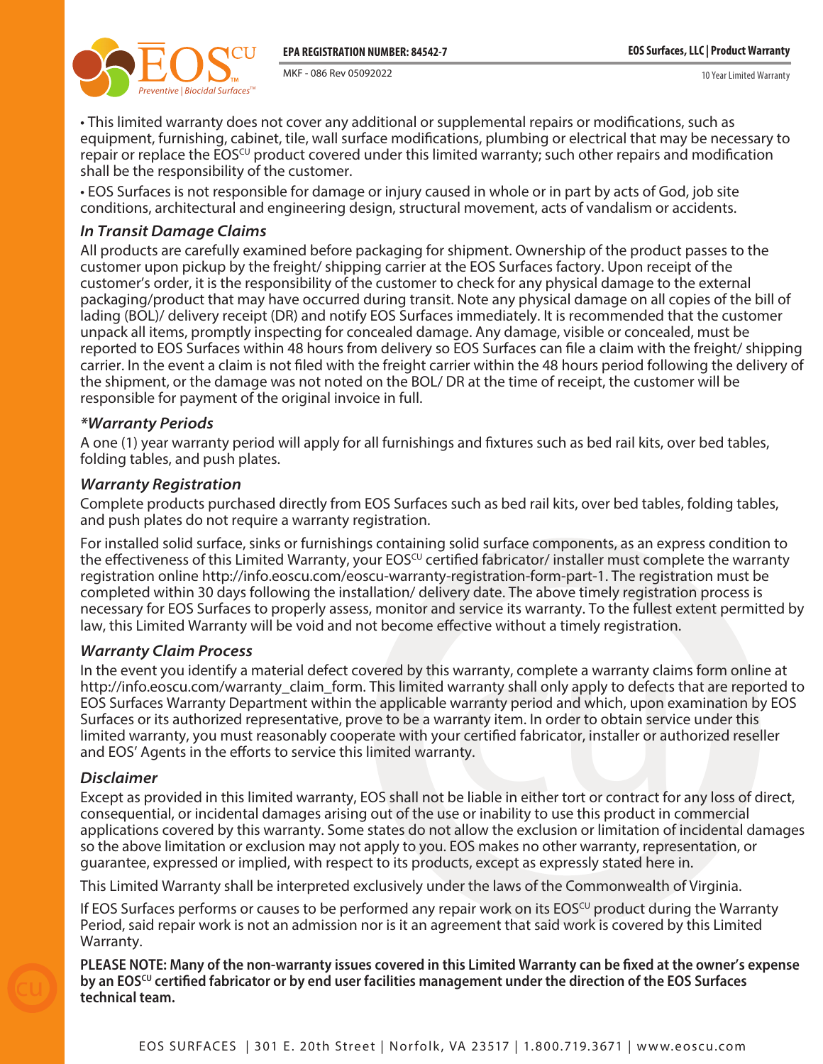- This limited warranty does not cover any additional or supplemental repairs or modifications, such as equipment, furnishing, cabinet, tile, wall surface modifications, plumbing or electrical that may be necessary to repair or replace the EOS[CU] product covered under this limited warranty; such other repairs and modification shall be the responsibility of the customer.
- EOS Surfaces is not responsible for damage or injury caused in whole or in part by acts of God, job site conditions, architectural and engineering design, structural movement, acts of vandalism or accidents.

### *In Transit Damage Claims*

All products are carefully examined before packaging for shipment. Ownership of the product passes to the customer upon pickup by the freight/ shipping carrier at the EOS Surfaces factory. Upon receipt of the customer's order, it is the responsibility of the customer to check for any physical damage to the external packaging/product that may have occurred during transit. Note any physical damage on all copies of the bill of lading (BOL)/ delivery receipt (DR) and notify EOS Surfaces immediately. It is recommended that the customer unpack all items, promptly inspecting for concealed damage. Any damage, visible or concealed, must be reported to EOS Surfaces within 48 hours from delivery so EOS Surfaces can file a claim with the freight/ shipping carrier. In the event a claim is not filed with the freight carrier within the 48 hours period following the delivery of the shipment, or the damage was not noted on the BOL/ DR at the time of receipt, the customer will be responsible for payment of the original invoice in full.

### *\*Warranty Periods*

A one (1) year warranty period will apply for all furnishings and fixtures such as bed rail kits, over bed tables, folding tables, and push plates.

### *Warranty Registration*

Complete products purchased directly from EOS Surfaces such as bed rail kits, over bed tables, folding tables, and push plates do not require a warranty registration.

For installed solid surface, sinks or furnishings containing solid surface components, as an express condition to the effectiveness of this Limited Warranty, your EOS[CU] certified fabricator/ installer must complete the warranty registration online http://info.eoscu.com/eoscu-warranty-registration-form-part-1. The registration must be completed within 30 days following the installation/ delivery date. The above timely registration process is necessary for EOS Surfaces to properly assess, monitor and service its warranty. To the fullest extent permitted by law, this Limited Warranty will be void and not become effective without a timely registration.

### *Warranty Claim Process*

In the event you identify a material defect covered by this warranty, complete a warranty claims form online at http://info.eoscu.com/warranty_claim_form. This limited warranty shall only apply to defects that are reported to EOS Surfaces Warranty Department within the applicable warranty period and which, upon examination by EOS Surfaces or its authorized representative, prove to be a warranty item. In order to obtain service under this limited warranty, you must reasonably cooperate with your certified fabricator, installer or authorized reseller and EOS' Agents in the efforts to service this limited warranty.

### *Disclaimer*

Except as provided in this limited warranty, EOS shall not be liable in either tort or contract for any loss of direct, consequential, or incidental damages arising out of the use or inability to use this product in commercial applications covered by this warranty. Some states do not allow the exclusion or limitation of incidental damages so the above limitation or exclusion may not apply to you. EOS makes no other warranty, representation, or guarantee, expressed or implied, with respect to its products, except as expressly stated here in.

This Limited Warranty shall be interpreted exclusively under the laws of the Commonwealth of Virginia.

If EOS Surfaces performs or causes to be performed any repair work on its EOS[CU] product during the Warranty Period, said repair work is not an admission nor is it an agreement that said work is covered by this Limited Warranty.

**PLEASE NOTE: Many of the non-warranty issues covered in this Limited Warranty can be fixed at the owner's expense by an EOS[CU] certified fabricator or by end user facilities management under the direction of the EOS Surfaces technical team.**

EOS SURFACES | 301 E. 20th Street | Norfolk, VA 23517 | 1.800.719.3671 | www.eoscu.com